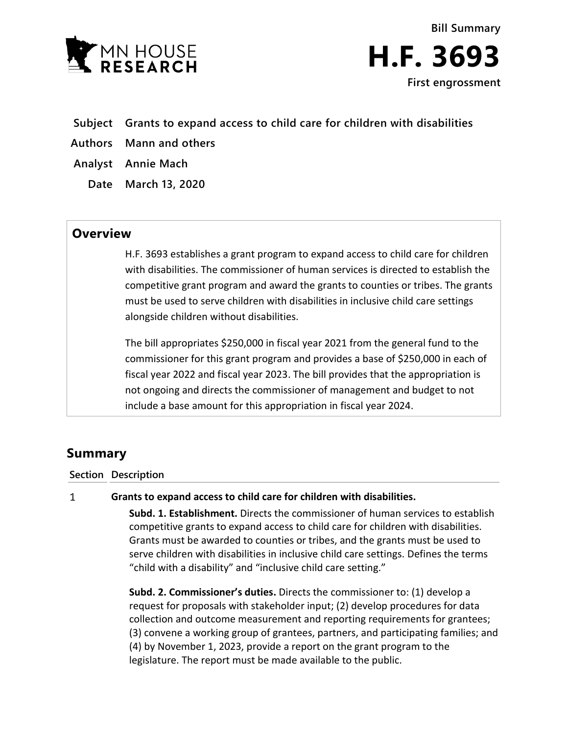MN HOUSE RESEARCH

**Bill Summary**

# H.F. 3693

**First engrossment**

**Subject** Grants to expand access to child care for children with disabilities

**Authors** Mann and others

**Analyst** Annie Mach

**Date** March 13, 2020

## Overview

H.F. 3693 establishes a grant program to expand access to child care for children with disabilities. The commissioner of human services is directed to establish the competitive grant program and award the grants to counties or tribes. The grants must be used to serve children with disabilities in inclusive child care settings alongside children without disabilities.

The bill appropriates $250,000 in fiscal year 2021 from the general fund to the commissioner for this grant program and provides a base of $250,000 in each of fiscal year 2022 and fiscal year 2023. The bill provides that the appropriation is not ongoing and directs the commissioner of management and budget to not include a base amount for this appropriation in fiscal year 2024.

## Summary

| Section | Description |
|---|---|
| 1 | **Grants to expand access to child care for children with disabilities.**<br><br>**Subd. 1. Establishment.** Directs the commissioner of human services to establish competitive grants to expand access to child care for children with disabilities. Grants must be awarded to counties or tribes, and the grants must be used to serve children with disabilities in inclusive child care settings. Defines the terms "child with a disability" and "inclusive child care setting."<br><br>**Subd. 2. Commissioner's duties.** Directs the commissioner to: (1) develop a request for proposals with stakeholder input; (2) develop procedures for data collection and outcome measurement and reporting requirements for grantees; (3) convene a working group of grantees, partners, and participating families; and (4) by November 1, 2023, provide a report on the grant program to the legislature. The report must be made available to the public. |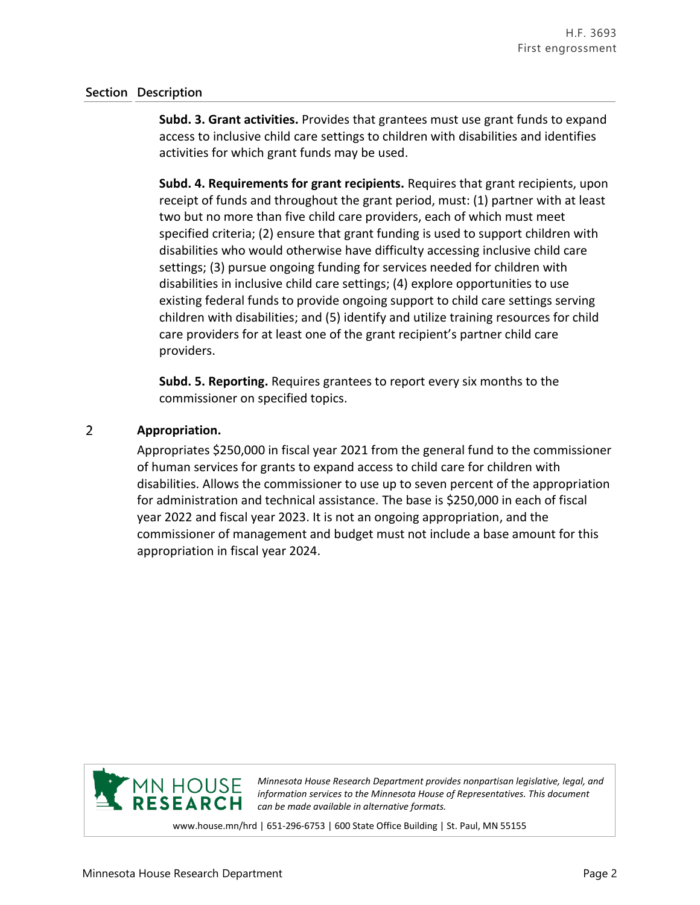| Section | Description |
|---|---|
| | **Subd. 3. Grant activities.** Provides that grantees must use grant funds to expand access to inclusive child care settings to children with disabilities and identifies activities for which grant funds may be used. |
| | **Subd. 4. Requirements for grant recipients.** Requires that grant recipients, upon receipt of funds and throughout the grant period, must: (1) partner with at least two but no more than five child care providers, each of which must meet specified criteria; (2) ensure that grant funding is used to support children with disabilities who would otherwise have difficulty accessing inclusive child care settings; (3) pursue ongoing funding for services needed for children with disabilities in inclusive child care settings; (4) explore opportunities to use existing federal funds to provide ongoing support to child care settings serving children with disabilities; and (5) identify and utilize training resources for child care providers for at least one of the grant recipient's partner child care providers. |
| | **Subd. 5. Reporting.** Requires grantees to report every six months to the commissioner on specified topics. |
| 2 | **Appropriation.** Appropriates $250,000 in fiscal year 2021 from the general fund to the commissioner of human services for grants to expand access to child care for children with disabilities. Allows the commissioner to use up to seven percent of the appropriation for administration and technical assistance. The base is $250,000 in each of fiscal year 2022 and fiscal year 2023. It is not an ongoing appropriation, and the commissioner of management and budget must not include a base amount for this appropriation in fiscal year 2024. |

*Minnesota House Research Department provides nonpartisan legislative, legal, and information services to the Minnesota House of Representatives. This document can be made available in alternative formats.*

www.house.mn/hrd | 651-296-6753 | 600 State Office Building | St. Paul, MN 55155